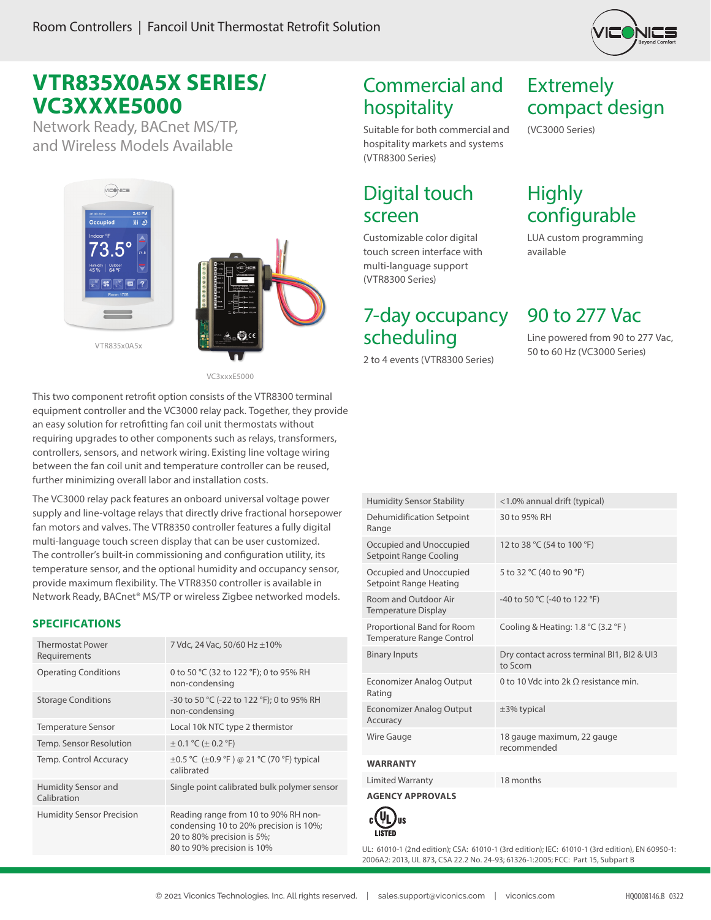# VTR835X0A5X SERIES/ VC3XXXE5000

Network Ready, BACnet MS/TP, and Wireless Models Available

VTR835x0A5x

VC3xxxE5000

## Commercial and hospitality

Suitable for both commercial and hospitality markets and systems (VTR8300 Series)

## Extremely compact design

(VC3000 Series)

## Digital touch screen

Customizable color digital touch screen interface with multi-language support (VTR8300 Series)

## Highly configurable

LUA custom programming available

## 7-day occupancy scheduling

2 to 4 events (VTR8300 Series)

## 90 to 277 Vac

Line powered from 90 to 277 Vac, 50 to 60 Hz (VC3000 Series)

This two component retrofit option consists of the VTR8300 terminal equipment controller and the VC3000 relay pack. Together, they provide an easy solution for retrofitting fan coil unit thermostats without requiring upgrades to other components such as relays, transformers, controllers, sensors, and network wiring. Existing line voltage wiring between the fan coil unit and temperature controller can be reused, further minimizing overall labor and installation costs.

The VC3000 relay pack features an onboard universal voltage power supply and line-voltage relays that directly drive fractional horsepower fan motors and valves. The VTR8350 controller features a fully digital multi-language touch screen display that can be user customized. The controller's built-in commissioning and configuration utility, its temperature sensor, and the optional humidity and occupancy sensor, provide maximum flexibility. The VTR8350 controller is available in Network Ready, BACnet® MS/TP or wireless Zigbee networked models.

## SPECIFICATIONS

| | |
|---|---|
| Thermostat Power Requirements | 7 Vdc, 24 Vac, 50/60 Hz ±10% |
| Operating Conditions | 0 to 50 °C (32 to 122 °F); 0 to 95% RH non-condensing |
| Storage Conditions | -30 to 50 °C (-22 to 122 °F); 0 to 95% RH non-condensing |
| Temperature Sensor | Local 10k NTC type 2 thermistor |
| Temp. Sensor Resolution | ± 0.1 °C (± 0.2 °F) |
| Temp. Control Accuracy | ±0.5 °C (±0.9 °F ) @ 21 °C (70 °F) typical calibrated |
| Humidity Sensor and Calibration | Single point calibrated bulk polymer sensor |
| Humidity Sensor Precision | Reading range from 10 to 90% RH non-condensing 10 to 20% precision is 10%; 20 to 80% precision is 5%; 80 to 90% precision is 10% |
| Humidity Sensor Stability | <1.0% annual drift (typical) |
| Dehumidification Setpoint Range | 30 to 95% RH |
| Occupied and Unoccupied Setpoint Range Cooling | 12 to 38 °C (54 to 100 °F) |
| Occupied and Unoccupied Setpoint Range Heating | 5 to 32 °C (40 to 90 °F) |
| Room and Outdoor Air Temperature Display | -40 to 50 °C (-40 to 122 °F) |
| Proportional Band for Room Temperature Range Control | Cooling & Heating: 1.8 °C (3.2 °F ) |
| Binary Inputs | Dry contact across terminal BI1, BI2 & UI3 to Scom |
| Economizer Analog Output Rating | 0 to 10 Vdc into 2k Ω resistance min. |
| Economizer Analog Output Accuracy | ±3% typical |
| Wire Gauge | 18 gauge maximum, 22 gauge recommended |

**WARRANTY**

| | |
|---|---|
| Limited Warranty | 18 months |

**AGENCY APPROVALS**

c UL us LISTED

UL: 61010-1 (2nd edition); CSA: 61010-1 (3rd edition); IEC: 61010-1 (3rd edition), EN 60950-1: 2006A2: 2013, UL 873, CSA 22.2 No. 24-93; 61326-1:2005; FCC: Part 15, Subpart B

© 2021 Viconics Technologies, Inc. All rights reserved. | sales.support@viconics.com | viconics.com HQ0008146.B 0322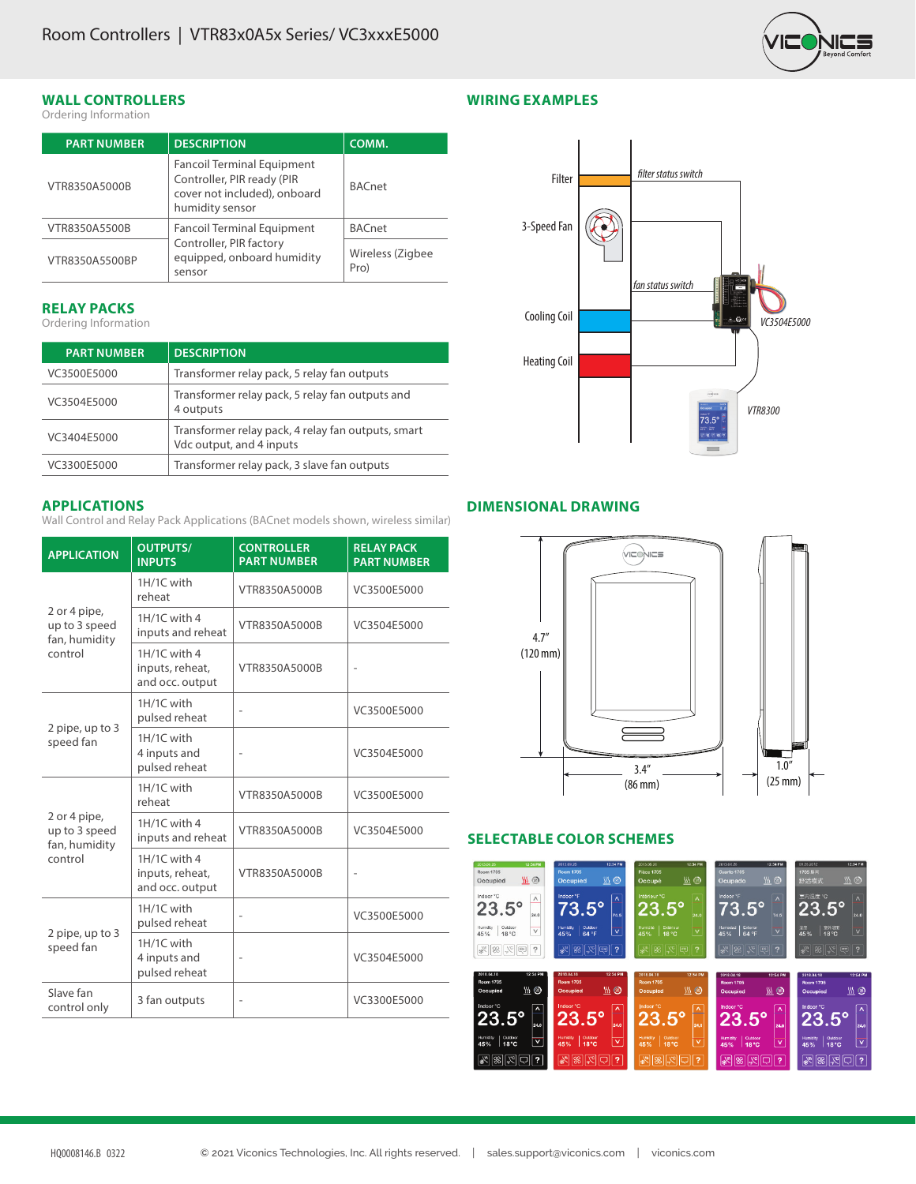## WALL CONTROLLERS

Ordering Information

| PART NUMBER | DESCRIPTION | COMM. |
|---|---|---|
| VTR8350A5000B | Fancoil Terminal Equipment Controller, PIR ready (PIR cover not included), onboard humidity sensor | BACnet |
| VTR8350A5500B | Fancoil Terminal Equipment Controller, PIR factory equipped, onboard humidity sensor | BACnet |
| VTR8350A5500BP | | Wireless (Zigbee Pro) |

## RELAY PACKS

Ordering Information

| PART NUMBER | DESCRIPTION |
|---|---|
| VC3500E5000 | Transformer relay pack, 5 relay fan outputs |
| VC3504E5000 | Transformer relay pack, 5 relay fan outputs and 4 outputs |
| VC3404E5000 | Transformer relay pack, 4 relay fan outputs, smart Vdc output, and 4 inputs |
| VC3300E5000 | Transformer relay pack, 3 slave fan outputs |

## APPLICATIONS

Wall Control and Relay Pack Applications (BACnet models shown, wireless similar)

| APPLICATION | OUTPUTS/ INPUTS | CONTROLLER PART NUMBER | RELAY PACK PART NUMBER |
|---|---|---|---|
| 2 or 4 pipe, up to 3 speed fan, humidity control | 1H/1C with reheat | VTR8350A5000B | VC3500E5000 |
| | 1H/1C with 4 inputs and reheat | VTR8350A5000B | VC3504E5000 |
| | 1H/1C with 4 inputs, reheat, and occ. output | VTR8350A5000B | - |
| 2 pipe, up to 3 speed fan | 1H/1C with pulsed reheat | - | VC3500E5000 |
| | 1H/1C with 4 inputs and pulsed reheat | - | VC3504E5000 |
| 2 or 4 pipe, up to 3 speed fan, humidity control | 1H/1C with reheat | VTR8350A5000B | VC3500E5000 |
| | 1H/1C with 4 inputs and reheat | VTR8350A5000B | VC3504E5000 |
| | 1H/1C with 4 inputs, reheat, and occ. output | VTR8350A5000B | - |
| 2 pipe, up to 3 speed fan | 1H/1C with pulsed reheat | - | VC3500E5000 |
| | 1H/1C with 4 inputs and pulsed reheat | - | VC3504E5000 |
| Slave fan control only | 3 fan outputs | - | VC3300E5000 |

## WIRING EXAMPLES

Filter
filter status switch
3-Speed Fan
fan status switch
VC3504E5000
Cooling Coil
Heating Coil
VTR8300

## DIMENSIONAL DRAWING

4.7" (120 mm)
3.4" (86 mm)
1.0" (25 mm)

## SELECTABLE COLOR SCHEMES

HQ0008146.B 0322

© 2021 Viconics Technologies, Inc. All rights reserved. | sales.support@viconics.com | viconics.com